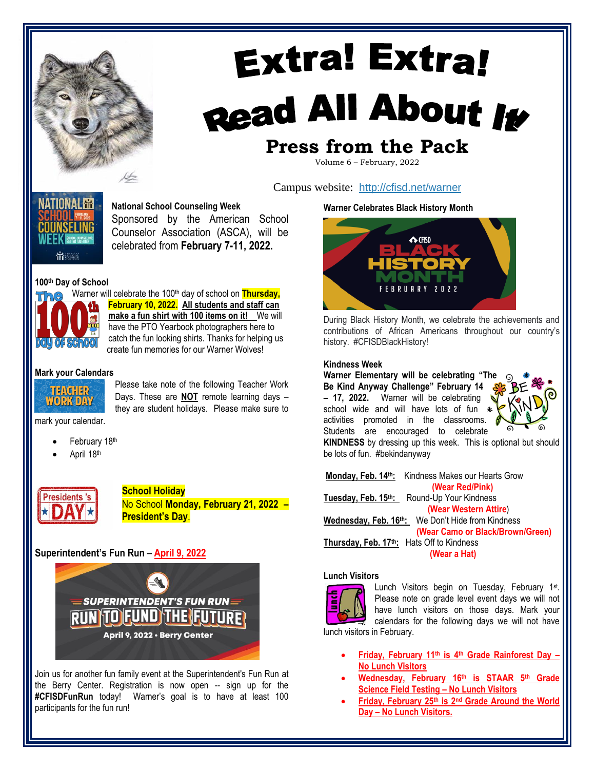# Extra! Extra!

# Read All About It

## Press from the Pack

Volume 6 – February, 2022

Campus website: http://cfisd.net/warner

### National School Counseling Week

Sponsored by the American School Counselor Association (ASCA), will be celebrated from **February 7-11, 2022.**

### 100th Day of School

Warner will celebrate the 100th day of school on **Thursday, February 10, 2022.** **All students and staff can make a fun shirt with 100 items on it!** We will have the PTO Yearbook photographers here to catch the fun looking shirts. Thanks for helping us create fun memories for our Warner Wolves!

### Mark your Calendars

Please take note of the following Teacher Work Days. These are **NOT** remote learning days – they are student holidays. Please make sure to mark your calendar.

- February 18th
- April 18th

**School Holiday**

No School **Monday, February 21, 2022 – President's Day**.

### Superintendent's Fun Run – April 9, 2022

Join us for another fun family event at the Superintendent's Fun Run at the Berry Center. Registration is now open -- sign up for the **#CFISDFunRun** today! Warner's goal is to have at least 100 participants for the fun run!

### Warner Celebrates Black History Month

During Black History Month, we celebrate the achievements and contributions of African Americans throughout our country's history. #CFISDBlackHistory!

### Kindness Week

**Warner Elementary will be celebrating "The Be Kind Anyway Challenge" February 14 – 17, 2022.** Warner will be celebrating school wide and will have lots of fun activities promoted in the classrooms. Students are encouraged to celebrate **KINDNESS** by dressing up this week. This is optional but should be lots of fun. #bekindanyway

**Monday, Feb. 14th:** Kindness Makes our Hearts Grow **(Wear Red/Pink)**

**Tuesday, Feb. 15th:** Round-Up Your Kindness **(Wear Western Attire)**

**Wednesday, Feb. 16th:** We Don't Hide from Kindness **(Wear Camo or Black/Brown/Green)**

**Thursday, Feb. 17th:** Hats Off to Kindness **(Wear a Hat)**

### Lunch Visitors

Lunch Visitors begin on Tuesday, February 1st. Please note on grade level event days we will not have lunch visitors on those days. Mark your calendars for the following days we will not have lunch visitors in February.

- **Friday, February 11th is 4th Grade Rainforest Day – No Lunch Visitors**
- **Wednesday, February 16th is STAAR 5th Grade Science Field Testing – No Lunch Visitors**
- **Friday, February 25th is 2nd Grade Around the World Day – No Lunch Visitors.**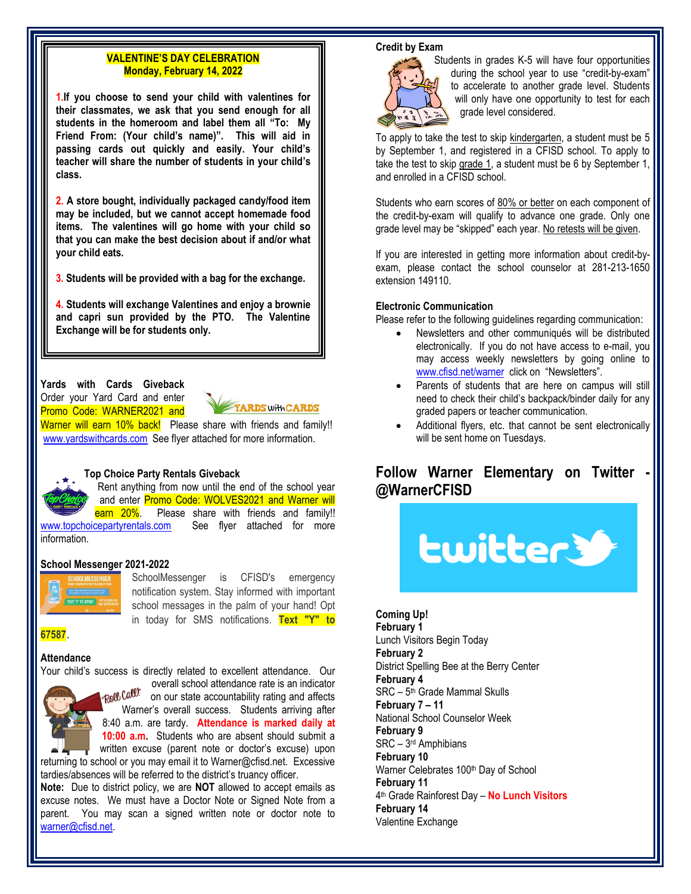## VALENTINE'S DAY CELEBRATION
## Monday, February 14, 2022

**1. If you choose to send your child with valentines for their classmates, we ask that you send enough for all students in the homeroom and label them all "To: My Friend From: (Your child's name)". This will aid in passing cards out quickly and easily. Your child's teacher will share the number of students in your child's class.**

**2. A store bought, individually packaged candy/food item may be included, but we cannot accept homemade food items. The valentines will go home with your child so that you can make the best decision about if and/or what your child eats.**

**3. Students will be provided with a bag for the exchange.**

**4. Students will exchange Valentines and enjoy a brownie and capri sun provided by the PTO. The Valentine Exchange will be for students only.**

**Yards with Cards Giveback**

Order your Yard Card and enter Promo Code: WARNER2021 and Warner will earn 10% back! Please share with friends and family!! www.yardswithcards.com See flyer attached for more information.

**Top Choice Party Rentals Giveback**

Rent anything from now until the end of the school year and enter Promo Code: WOLVES2021 and Warner will earn 20%. Please share with friends and family!! www.topchoicepartyrentals.com See flyer attached for more information.

**School Messenger 2021-2022**

SchoolMessenger is CFISD's emergency notification system. Stay informed with important school messages in the palm of your hand! Opt in today for SMS notifications. **Text "Y" to 67587**.

**Attendance**

Your child's success is directly related to excellent attendance. Our overall school attendance rate is an indicator on our state accountability rating and affects Warner's overall success. Students arriving after 8:40 a.m. are tardy. **Attendance is marked daily at 10:00 a.m.** Students who are absent should submit a written excuse (parent note or doctor's excuse) upon returning to school or you may email it to Warner@cfisd.net. Excessive tardies/absences will be referred to the district's truancy officer.

**Note:** Due to district policy, we are **NOT** allowed to accept emails as excuse notes. We must have a Doctor Note or Signed Note from a parent. You may scan a signed written note or doctor note to warner@cfisd.net.

**Credit by Exam**

Students in grades K-5 will have four opportunities during the school year to use "credit-by-exam" to accelerate to another grade level. Students will only have one opportunity to test for each grade level considered.

To apply to take the test to skip kindergarten, a student must be 5 by September 1, and registered in a CFISD school. To apply to take the test to skip grade 1, a student must be 6 by September 1, and enrolled in a CFISD school.

Students who earn scores of 80% or better on each component of the credit-by-exam will qualify to advance one grade. Only one grade level may be "skipped" each year. No retests will be given.

If you are interested in getting more information about credit-by-exam, please contact the school counselor at 281-213-1650 extension 149110.

**Electronic Communication**

Please refer to the following guidelines regarding communication:

- Newsletters and other communiqués will be distributed electronically. If you do not have access to e-mail, you may access weekly newsletters by going online to www.cfisd.net/warner click on "Newsletters".
- Parents of students that are here on campus will still need to check their child's backpack/binder daily for any graded papers or teacher communication.
- Additional flyers, etc. that cannot be sent electronically will be sent home on Tuesdays.

## Follow Warner Elementary on Twitter - @WarnerCFISD

**Coming Up!**

**February 1**
Lunch Visitors Begin Today

**February 2**
District Spelling Bee at the Berry Center

**February 4**
SRC – 5th Grade Mammal Skulls

**February 7 – 11**
National School Counselor Week

**February 9**
SRC – 3rd Amphibians

**February 10**
Warner Celebrates 100th Day of School

**February 11**
4th Grade Rainforest Day – **No Lunch Visitors**

**February 14**
Valentine Exchange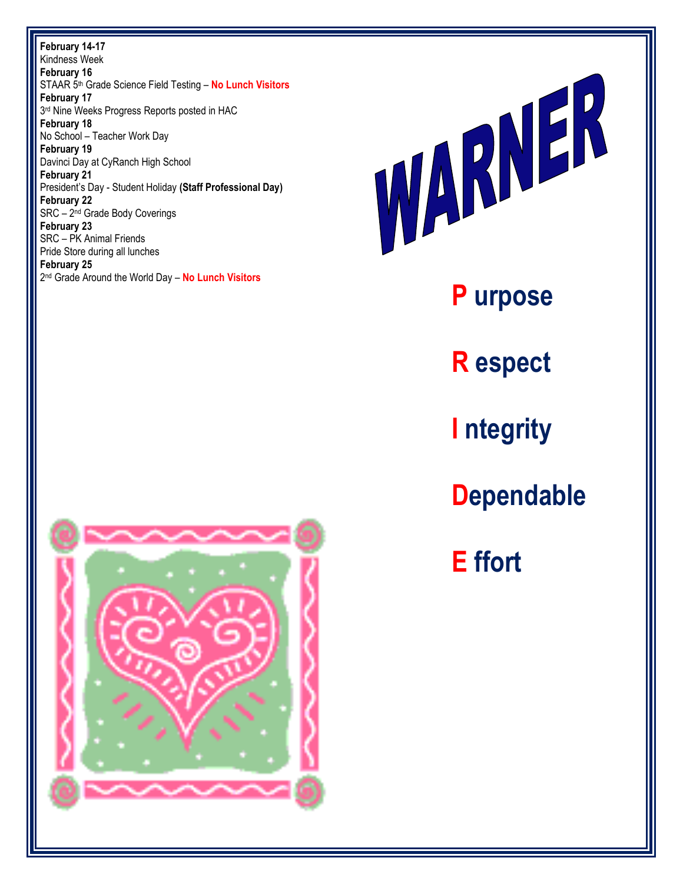**February 14-17**
Kindness Week
**February 16**
STAAR 5th Grade Science Field Testing – **No Lunch Visitors**
**February 17**
3rd Nine Weeks Progress Reports posted in HAC
**February 18**
No School – Teacher Work Day
**February 19**
Davinci Day at CyRanch High School
**February 21**
President's Day - Student Holiday **(Staff Professional Day)**
**February 22**
SRC – 2nd Grade Body Coverings
**February 23**
SRC – PK Animal Friends
Pride Store during all lunches
**February 25**
2nd Grade Around the World Day – **No Lunch Visitors**

# WARNER

**P urpose**

**R espect**

**I ntegrity**

**Dependable**

**E ffort**